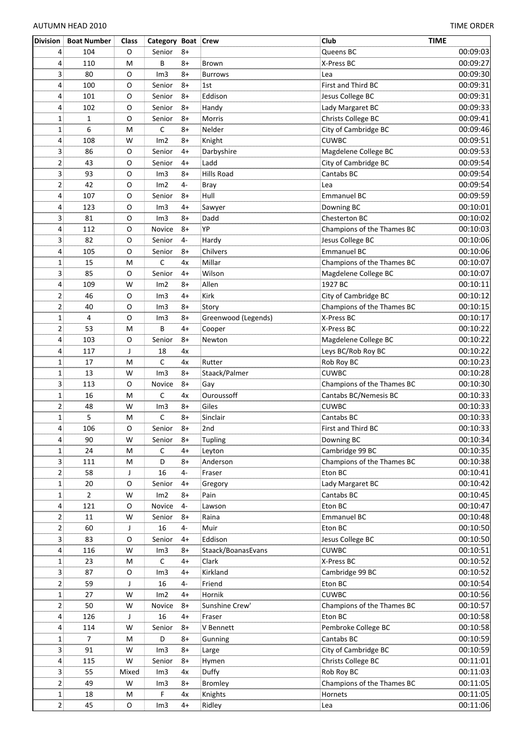AUTUMN HEAD 2010

TIME ORDER

| Division | Boat Number | Class | Category | Boat | Crew | Club | TIME |
|---|---|---|---|---|---|---|---|
| 4 | 104 | O | Senior | 8+ | | Queens BC | 00:09:03 |
| 4 | 110 | M | B | 8+ | Brown | X-Press BC | 00:09:27 |
| 3 | 80 | O | Im3 | 8+ | Burrows | Lea | 00:09:30 |
| 4 | 100 | O | Senior | 8+ | 1st | First and Third BC | 00:09:31 |
| 4 | 101 | O | Senior | 8+ | Eddison | Jesus College BC | 00:09:31 |
| 4 | 102 | O | Senior | 8+ | Handy | Lady Margaret BC | 00:09:33 |
| 1 | 1 | O | Senior | 8+ | Morris | Christs College BC | 00:09:41 |
| 1 | 6 | M | C | 8+ | Nelder | City of Cambridge BC | 00:09:46 |
| 4 | 108 | W | Im2 | 8+ | Knight | CUWBC | 00:09:51 |
| 3 | 86 | O | Senior | 4+ | Darbyshire | Magdelene College BC | 00:09:53 |
| 2 | 43 | O | Senior | 4+ | Ladd | City of Cambridge BC | 00:09:54 |
| 3 | 93 | O | Im3 | 8+ | Hills Road | Cantabs BC | 00:09:54 |
| 2 | 42 | O | Im2 | 4- | Bray | Lea | 00:09:54 |
| 4 | 107 | O | Senior | 8+ | Hull | Emmanuel BC | 00:09:59 |
| 4 | 123 | O | Im3 | 4+ | Sawyer | Downing BC | 00:10:01 |
| 3 | 81 | O | Im3 | 8+ | Dadd | Chesterton BC | 00:10:02 |
| 4 | 112 | O | Novice | 8+ | YP | Champions of the Thames BC | 00:10:03 |
| 3 | 82 | O | Senior | 4- | Hardy | Jesus College BC | 00:10:06 |
| 4 | 105 | O | Senior | 8+ | Chilvers | Emmanuel BC | 00:10:06 |
| 1 | 15 | M | C | 4x | Millar | Champions of the Thames BC | 00:10:07 |
| 3 | 85 | O | Senior | 4+ | Wilson | Magdelene College BC | 00:10:07 |
| 4 | 109 | W | Im2 | 8+ | Allen | 1927 BC | 00:10:11 |
| 2 | 46 | O | Im3 | 4+ | Kirk | City of Cambridge BC | 00:10:12 |
| 2 | 40 | O | Im3 | 8+ | Story | Champions of the Thames BC | 00:10:15 |
| 1 | 4 | O | Im3 | 8+ | Greenwood (Legends) | X-Press BC | 00:10:17 |
| 2 | 53 | M | B | 4+ | Cooper | X-Press BC | 00:10:22 |
| 4 | 103 | O | Senior | 8+ | Newton | Magdelene College BC | 00:10:22 |
| 4 | 117 | J | 18 | 4x | | Leys BC/Rob Roy BC | 00:10:22 |
| 1 | 17 | M | C | 4x | Rutter | Rob Roy BC | 00:10:23 |
| 1 | 13 | W | Im3 | 8+ | Staack/Palmer | CUWBC | 00:10:28 |
| 3 | 113 | O | Novice | 8+ | Gay | Champions of the Thames BC | 00:10:30 |
| 1 | 16 | M | C | 4x | Ouroussoff | Cantabs BC/Nemesis BC | 00:10:33 |
| 2 | 48 | W | Im3 | 8+ | Giles | CUWBC | 00:10:33 |
| 1 | 5 | M | C | 8+ | Sinclair | Cantabs BC | 00:10:33 |
| 4 | 106 | O | Senior | 8+ | 2nd | First and Third BC | 00:10:33 |
| 4 | 90 | W | Senior | 8+ | Tupling | Downing BC | 00:10:34 |
| 1 | 24 | M | C | 4+ | Leyton | Cambridge 99 BC | 00:10:35 |
| 3 | 111 | M | D | 8+ | Anderson | Champions of the Thames BC | 00:10:38 |
| 2 | 58 | J | 16 | 4- | Fraser | Eton BC | 00:10:41 |
| 1 | 20 | O | Senior | 4+ | Gregory | Lady Margaret BC | 00:10:42 |
| 1 | 2 | W | Im2 | 8+ | Pain | Cantabs BC | 00:10:45 |
| 4 | 121 | O | Novice | 4- | Lawson | Eton BC | 00:10:47 |
| 2 | 11 | W | Senior | 8+ | Raina | Emmanuel BC | 00:10:48 |
| 2 | 60 | J | 16 | 4- | Muir | Eton BC | 00:10:50 |
| 3 | 83 | O | Senior | 4+ | Eddison | Jesus College BC | 00:10:50 |
| 4 | 116 | W | Im3 | 8+ | Staack/BoanasEvans | CUWBC | 00:10:51 |
| 1 | 23 | M | C | 4+ | Clark | X-Press BC | 00:10:52 |
| 3 | 87 | O | Im3 | 4x | Kirkland | Cambridge 99 BC | 00:10:52 |
| 2 | 59 | J | 16 | 4- | Friend | Eton BC | 00:10:54 |
| 1 | 27 | W | Im2 | 4+ | Hornik | CUWBC | 00:10:56 |
| 2 | 50 | W | Novice | 8+ | Sunshine Crew' | Champions of the Thames BC | 00:10:57 |
| 4 | 126 | J | 16 | 4+ | Fraser | Eton BC | 00:10:58 |
| 4 | 114 | W | Senior | 8+ | V Bennett | Pembroke College BC | 00:10:58 |
| 1 | 7 | M | D | 8+ | Gunning | Cantabs BC | 00:10:59 |
| 3 | 91 | W | Im3 | 8+ | Large | City of Cambridge BC | 00:10:59 |
| 4 | 115 | W | Senior | 8+ | Hymen | Christs College BC | 00:11:01 |
| 3 | 55 | Mixed | Im3 | 4x | Duffy | Rob Roy BC | 00:11:03 |
| 2 | 49 | W | Im3 | 8+ | Bromley | Champions of the Thames BC | 00:11:05 |
| 1 | 18 | M | F | 4x | Knights | Hornets | 00:11:05 |
| 2 | 45 | O | Im3 | 4+ | Ridley | Lea | 00:11:06 |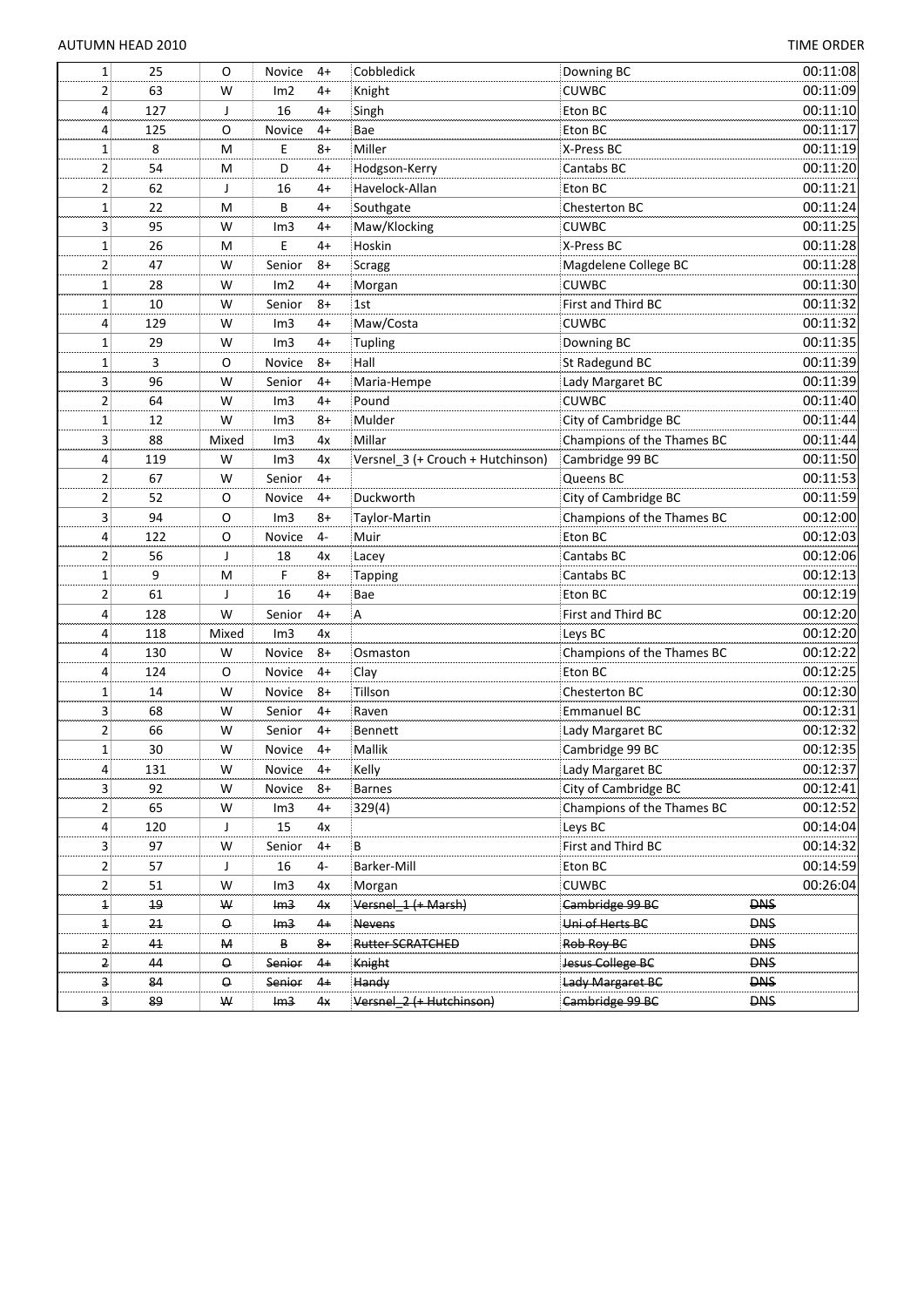AUTUMN HEAD 2010

TIME ORDER

| | | | | | | | | |
|---|---|---|---|---|---|---|---|---|
| 1 | 25 | O | Novice | 4+ | Cobbledick | Downing BC | | 00:11:08 |
| 2 | 63 | W | Im2 | 4+ | Knight | CUWBC | | 00:11:09 |
| 4 | 127 | J | 16 | 4+ | Singh | Eton BC | | 00:11:10 |
| 4 | 125 | O | Novice | 4+ | Bae | Eton BC | | 00:11:17 |
| 1 | 8 | M | E | 8+ | Miller | X-Press BC | | 00:11:19 |
| 2 | 54 | M | D | 4+ | Hodgson-Kerry | Cantabs BC | | 00:11:20 |
| 2 | 62 | J | 16 | 4+ | Havelock-Allan | Eton BC | | 00:11:21 |
| 1 | 22 | M | B | 4+ | Southgate | Chesterton BC | | 00:11:24 |
| 3 | 95 | W | Im3 | 4+ | Maw/Klocking | CUWBC | | 00:11:25 |
| 1 | 26 | M | E | 4+ | Hoskin | X-Press BC | | 00:11:28 |
| 2 | 47 | W | Senior | 8+ | Scragg | Magdelene College BC | | 00:11:28 |
| 1 | 28 | W | Im2 | 4+ | Morgan | CUWBC | | 00:11:30 |
| 1 | 10 | W | Senior | 8+ | 1st | First and Third BC | | 00:11:32 |
| 4 | 129 | W | Im3 | 4+ | Maw/Costa | CUWBC | | 00:11:32 |
| 1 | 29 | W | Im3 | 4+ | Tupling | Downing BC | | 00:11:35 |
| 1 | 3 | O | Novice | 8+ | Hall | St Radegund BC | | 00:11:39 |
| 3 | 96 | W | Senior | 4+ | Maria-Hempe | Lady Margaret BC | | 00:11:39 |
| 2 | 64 | W | Im3 | 4+ | Pound | CUWBC | | 00:11:40 |
| 1 | 12 | W | Im3 | 8+ | Mulder | City of Cambridge BC | | 00:11:44 |
| 3 | 88 | Mixed | Im3 | 4x | Millar | Champions of the Thames BC | | 00:11:44 |
| 4 | 119 | W | Im3 | 4x | Versnel_3 (+ Crouch + Hutchinson) | Cambridge 99 BC | | 00:11:50 |
| 2 | 67 | W | Senior | 4+ | | Queens BC | | 00:11:53 |
| 2 | 52 | O | Novice | 4+ | Duckworth | City of Cambridge BC | | 00:11:59 |
| 3 | 94 | O | Im3 | 8+ | Taylor-Martin | Champions of the Thames BC | | 00:12:00 |
| 4 | 122 | O | Novice | 4- | Muir | Eton BC | | 00:12:03 |
| 2 | 56 | J | 18 | 4x | Lacey | Cantabs BC | | 00:12:06 |
| 1 | 9 | M | F | 8+ | Tapping | Cantabs BC | | 00:12:13 |
| 2 | 61 | J | 16 | 4+ | Bae | Eton BC | | 00:12:19 |
| 4 | 128 | W | Senior | 4+ | A | First and Third BC | | 00:12:20 |
| 4 | 118 | Mixed | Im3 | 4x | | Leys BC | | 00:12:20 |
| 4 | 130 | W | Novice | 8+ | Osmaston | Champions of the Thames BC | | 00:12:22 |
| 4 | 124 | O | Novice | 4+ | Clay | Eton BC | | 00:12:25 |
| 1 | 14 | W | Novice | 8+ | Tillson | Chesterton BC | | 00:12:30 |
| 3 | 68 | W | Senior | 4+ | Raven | Emmanuel BC | | 00:12:31 |
| 2 | 66 | W | Senior | 4+ | Bennett | Lady Margaret BC | | 00:12:32 |
| 1 | 30 | W | Novice | 4+ | Mallik | Cambridge 99 BC | | 00:12:35 |
| 4 | 131 | W | Novice | 4+ | Kelly | Lady Margaret BC | | 00:12:37 |
| 3 | 92 | W | Novice | 8+ | Barnes | City of Cambridge BC | | 00:12:41 |
| 2 | 65 | W | Im3 | 4+ | 329(4) | Champions of the Thames BC | | 00:12:52 |
| 4 | 120 | J | 15 | 4x | | Leys BC | | 00:14:04 |
| 3 | 97 | W | Senior | 4+ | B | First and Third BC | | 00:14:32 |
| 2 | 57 | J | 16 | 4- | Barker-Mill | Eton BC | | 00:14:59 |
| 2 | 51 | W | Im3 | 4x | Morgan | CUWBC | | 00:26:04 |
| ~~1~~ | ~~19~~ | ~~W~~ | ~~Im3~~ | ~~4x~~ | ~~Versnel_1 (+ Marsh)~~ | ~~Cambridge 99 BC~~ | ~~DNS~~ | |
| ~~1~~ | ~~21~~ | ~~O~~ | ~~Im3~~ | ~~4+~~ | ~~Nevens~~ | ~~Uni of Herts BC~~ | ~~DNS~~ | |
| ~~2~~ | ~~41~~ | ~~M~~ | ~~B~~ | ~~8+~~ | ~~Rutter SCRATCHED~~ | ~~Rob Roy BC~~ | ~~DNS~~ | |
| ~~2~~ | ~~44~~ | ~~O~~ | ~~Senior~~ | ~~4+~~ | ~~Knight~~ | ~~Jesus College BC~~ | ~~DNS~~ | |
| ~~3~~ | ~~84~~ | ~~O~~ | ~~Senior~~ | ~~4+~~ | ~~Handy~~ | ~~Lady Margaret BC~~ | ~~DNS~~ | |
| ~~3~~ | ~~89~~ | ~~W~~ | ~~Im3~~ | ~~4x~~ | ~~Versnel_2 (+ Hutchinson)~~ | ~~Cambridge 99 BC~~ | ~~DNS~~ | |